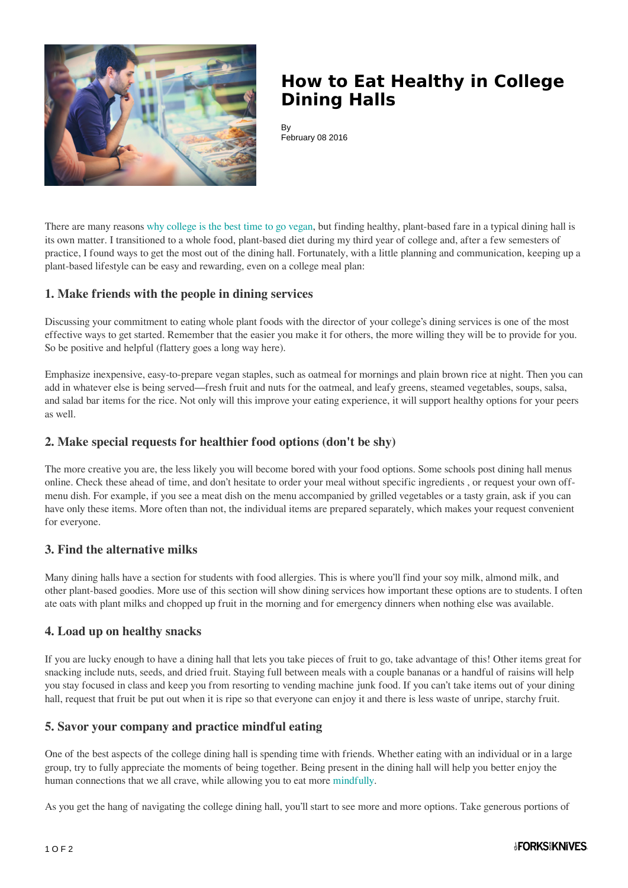# How to Eat Healthy in College Dining Halls

By
February 08 2016

There are many reasons why college is the best time to go vegan, but finding healthy, plant-based fare in a typical dining hall is its own matter. I transitioned to a whole food, plant-based diet during my third year of college and, after a few semesters of practice, I found ways to get the most out of the dining hall. Fortunately, with a little planning and communication, keeping up a plant-based lifestyle can be easy and rewarding, even on a college meal plan:

### 1. Make friends with the people in dining services

Discussing your commitment to eating whole plant foods with the director of your college's dining services is one of the most effective ways to get started. Remember that the easier you make it for others, the more willing they will be to provide for you. So be positive and helpful (flattery goes a long way here).

Emphasize inexpensive, easy-to-prepare vegan staples, such as oatmeal for mornings and plain brown rice at night. Then you can add in whatever else is being served—fresh fruit and nuts for the oatmeal, and leafy greens, steamed vegetables, soups, salsa, and salad bar items for the rice. Not only will this improve your eating experience, it will support healthy options for your peers as well.

### 2. Make special requests for healthier food options (don't be shy)

The more creative you are, the less likely you will become bored with your food options. Some schools post dining hall menus online. Check these ahead of time, and don't hesitate to order your meal without specific ingredients , or request your own off-menu dish. For example, if you see a meat dish on the menu accompanied by grilled vegetables or a tasty grain, ask if you can have only these items. More often than not, the individual items are prepared separately, which makes your request convenient for everyone.

### 3. Find the alternative milks

Many dining halls have a section for students with food allergies. This is where you'll find your soy milk, almond milk, and other plant-based goodies. More use of this section will show dining services how important these options are to students. I often ate oats with plant milks and chopped up fruit in the morning and for emergency dinners when nothing else was available.

### 4. Load up on healthy snacks

If you are lucky enough to have a dining hall that lets you take pieces of fruit to go, take advantage of this! Other items great for snacking include nuts, seeds, and dried fruit. Staying full between meals with a couple bananas or a handful of raisins will help you stay focused in class and keep you from resorting to vending machine junk food. If you can't take items out of your dining hall, request that fruit be put out when it is ripe so that everyone can enjoy it and there is less waste of unripe, starchy fruit.

### 5. Savor your company and practice mindful eating

One of the best aspects of the college dining hall is spending time with friends. Whether eating with an individual or in a large group, try to fully appreciate the moments of being together. Being present in the dining hall will help you better enjoy the human connections that we all crave, while allowing you to eat more mindfully.

As you get the hang of navigating the college dining hall, you'll start to see more and more options. Take generous portions of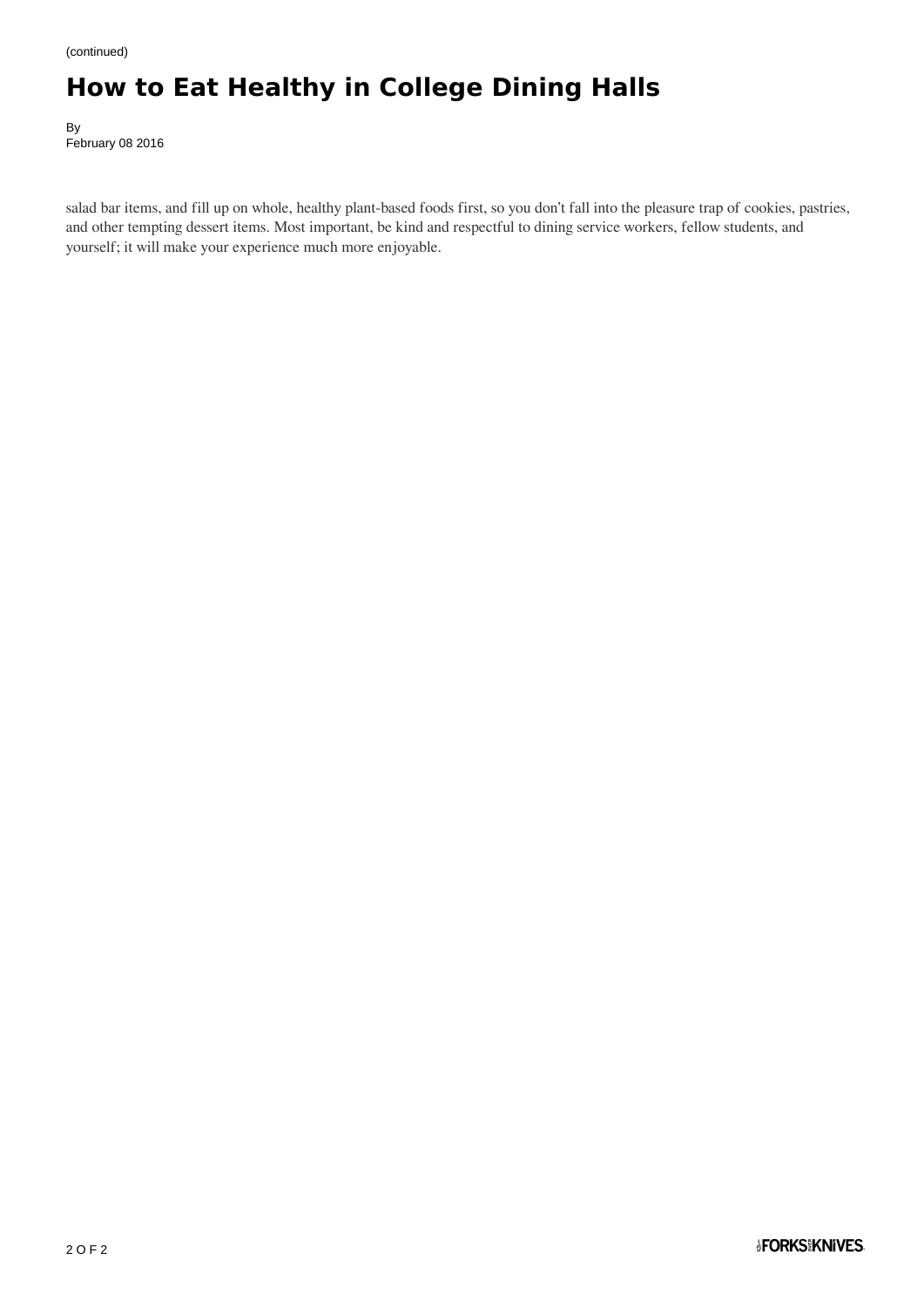(continued)

# How to Eat Healthy in College Dining Halls

By
February 08 2016

salad bar items, and fill up on whole, healthy plant-based foods first, so you don't fall into the pleasure trap of cookies, pastries, and other tempting dessert items. Most important, be kind and respectful to dining service workers, fellow students, and yourself; it will make your experience much more enjoyable.